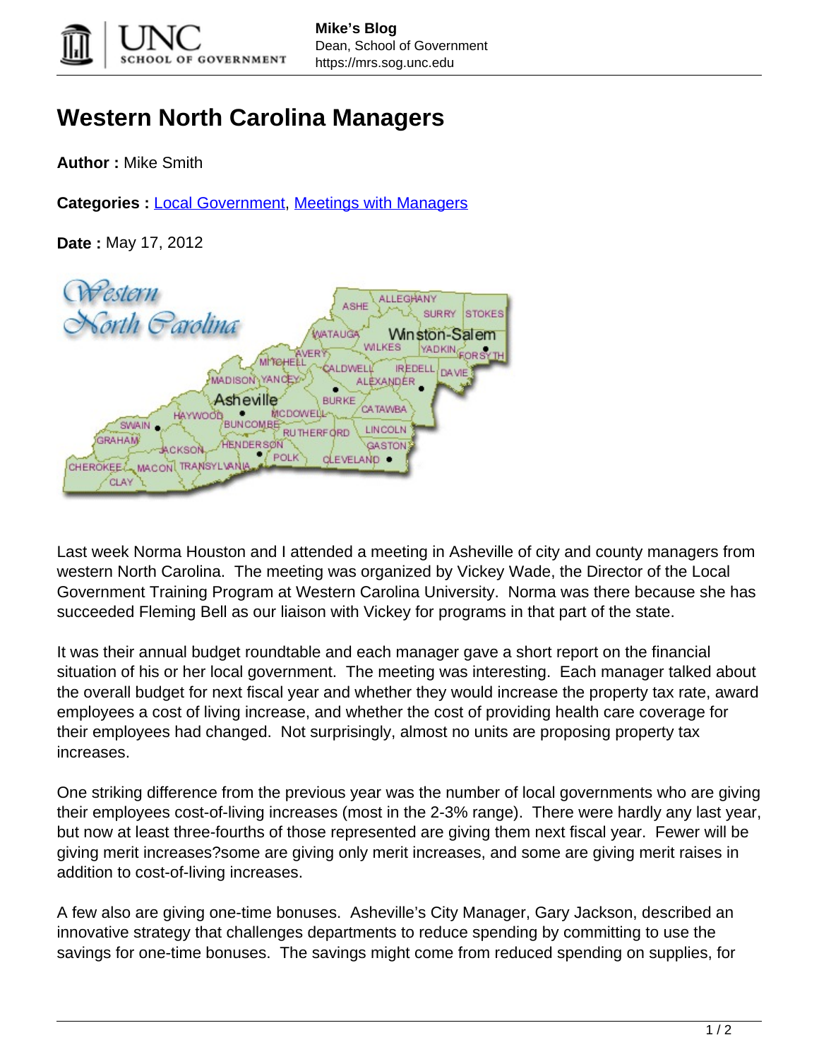# Western North Carolina Managers

**Author :** Mike Smith

**Categories :** Local Government, Meetings with Managers

**Date :** May 17, 2012

Last week Norma Houston and I attended a meeting in Asheville of city and county managers from western North Carolina. The meeting was organized by Vickey Wade, the Director of the Local Government Training Program at Western Carolina University. Norma was there because she has succeeded Fleming Bell as our liaison with Vickey for programs in that part of the state.

It was their annual budget roundtable and each manager gave a short report on the financial situation of his or her local government. The meeting was interesting. Each manager talked about the overall budget for next fiscal year and whether they would increase the property tax rate, award employees a cost of living increase, and whether the cost of providing health care coverage for their employees had changed. Not surprisingly, almost no units are proposing property tax increases.

One striking difference from the previous year was the number of local governments who are giving their employees cost-of-living increases (most in the 2-3% range). There were hardly any last year, but now at least three-fourths of those represented are giving them next fiscal year. Fewer will be giving merit increases?some are giving only merit increases, and some are giving merit raises in addition to cost-of-living increases.

A few also are giving one-time bonuses. Asheville's City Manager, Gary Jackson, described an innovative strategy that challenges departments to reduce spending by committing to use the savings for one-time bonuses. The savings might come from reduced spending on supplies, for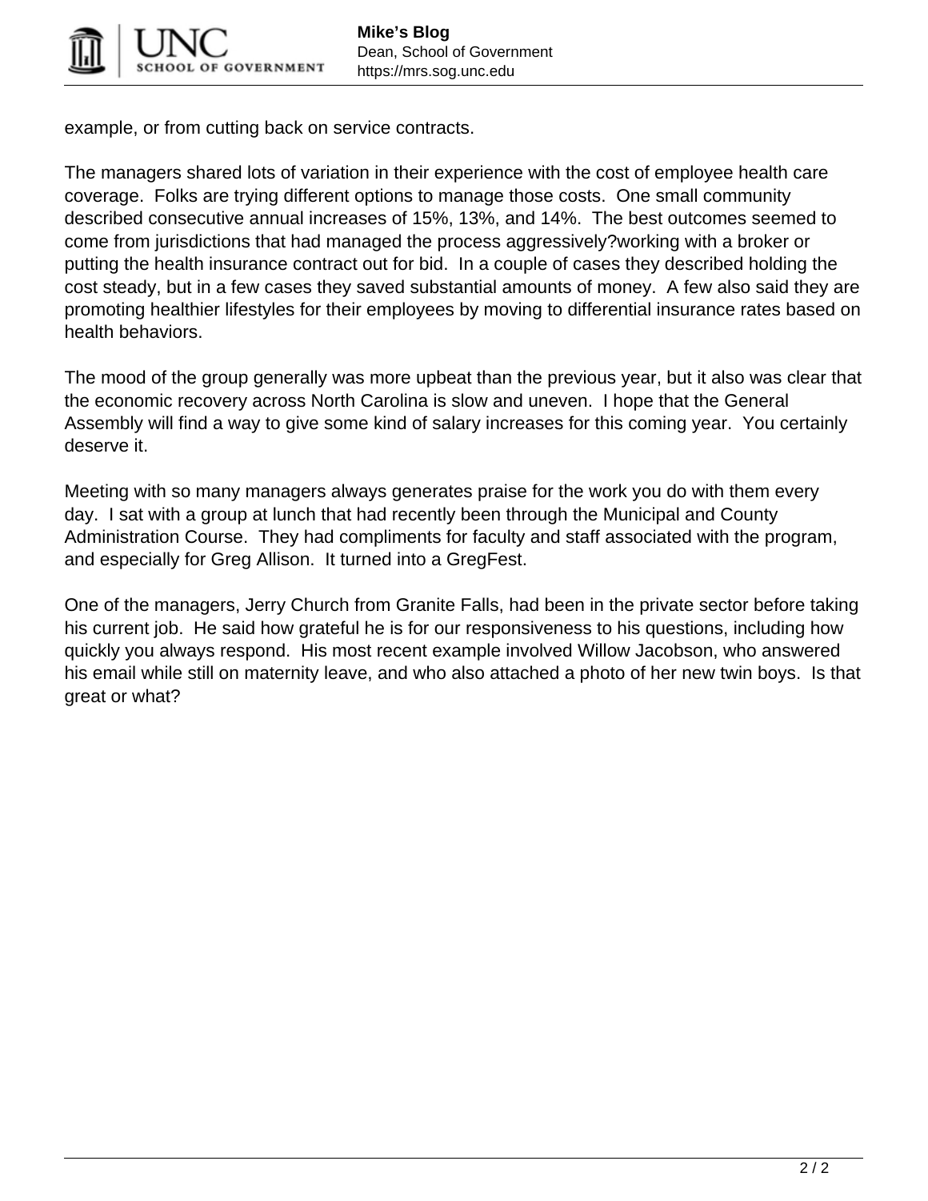example, or from cutting back on service contracts.

The managers shared lots of variation in their experience with the cost of employee health care coverage. Folks are trying different options to manage those costs. One small community described consecutive annual increases of 15%, 13%, and 14%. The best outcomes seemed to come from jurisdictions that had managed the process aggressively?working with a broker or putting the health insurance contract out for bid. In a couple of cases they described holding the cost steady, but in a few cases they saved substantial amounts of money. A few also said they are promoting healthier lifestyles for their employees by moving to differential insurance rates based on health behaviors.

The mood of the group generally was more upbeat than the previous year, but it also was clear that the economic recovery across North Carolina is slow and uneven. I hope that the General Assembly will find a way to give some kind of salary increases for this coming year. You certainly deserve it.

Meeting with so many managers always generates praise for the work you do with them every day. I sat with a group at lunch that had recently been through the Municipal and County Administration Course. They had compliments for faculty and staff associated with the program, and especially for Greg Allison. It turned into a GregFest.

One of the managers, Jerry Church from Granite Falls, had been in the private sector before taking his current job. He said how grateful he is for our responsiveness to his questions, including how quickly you always respond. His most recent example involved Willow Jacobson, who answered his email while still on maternity leave, and who also attached a photo of her new twin boys. Is that great or what?